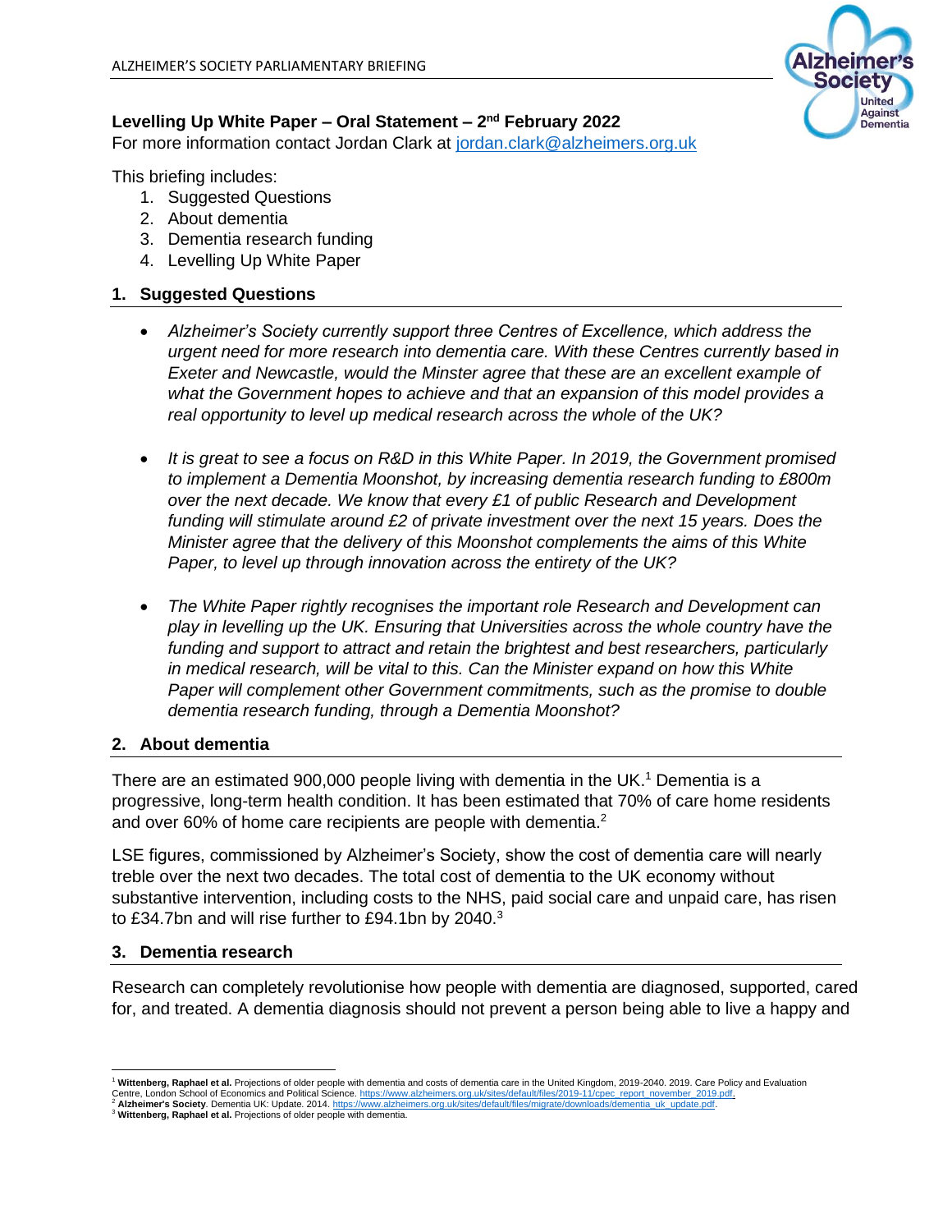# Levelling Up White Paper – Oral Statement – 2nd February 2022

For more information contact Jordan Clark at jordan.clark@alzheimers.org.uk

This briefing includes:

1. Suggested Questions
2. About dementia
3. Dementia research funding
4. Levelling Up White Paper

## 1. Suggested Questions

- *Alzheimer's Society currently support three Centres of Excellence, which address the urgent need for more research into dementia care. With these Centres currently based in Exeter and Newcastle, would the Minster agree that these are an excellent example of what the Government hopes to achieve and that an expansion of this model provides a real opportunity to level up medical research across the whole of the UK?*

- *It is great to see a focus on R&D in this White Paper. In 2019, the Government promised to implement a Dementia Moonshot, by increasing dementia research funding to £800m over the next decade. We know that every £1 of public Research and Development funding will stimulate around £2 of private investment over the next 15 years. Does the Minister agree that the delivery of this Moonshot complements the aims of this White Paper, to level up through innovation across the entirety of the UK?*

- *The White Paper rightly recognises the important role Research and Development can play in levelling up the UK. Ensuring that Universities across the whole country have the funding and support to attract and retain the brightest and best researchers, particularly in medical research, will be vital to this. Can the Minister expand on how this White Paper will complement other Government commitments, such as the promise to double dementia research funding, through a Dementia Moonshot?*

## 2. About dementia

There are an estimated 900,000 people living with dementia in the UK.[1] Dementia is a progressive, long-term health condition. It has been estimated that 70% of care home residents and over 60% of home care recipients are people with dementia.[2]

LSE figures, commissioned by Alzheimer's Society, show the cost of dementia care will nearly treble over the next two decades. The total cost of dementia to the UK economy without substantive intervention, including costs to the NHS, paid social care and unpaid care, has risen to £34.7bn and will rise further to £94.1bn by 2040.[3]

## 3. Dementia research

Research can completely revolutionise how people with dementia are diagnosed, supported, cared for, and treated. A dementia diagnosis should not prevent a person being able to live a happy and

---

[1] **Wittenberg, Raphael et al.** Projections of older people with dementia and costs of dementia care in the United Kingdom, 2019-2040. 2019. Care Policy and Evaluation Centre, London School of Economics and Political Science. https://www.alzheimers.org.uk/sites/default/files/2019-11/cpec_report_november_2019.pdf.

[2] **Alzheimer's Society**. Dementia UK: Update. 2014. https://www.alzheimers.org.uk/sites/default/files/migrate/downloads/dementia_uk_update.pdf.

[3] **Wittenberg, Raphael et al.** Projections of older people with dementia.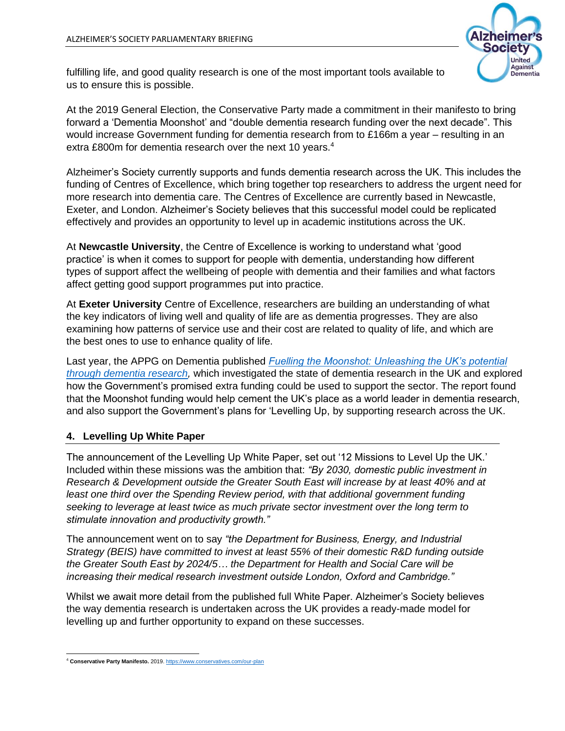fulfilling life, and good quality research is one of the most important tools available to us to ensure this is possible.

At the 2019 General Election, the Conservative Party made a commitment in their manifesto to bring forward a 'Dementia Moonshot' and "double dementia research funding over the next decade". This would increase Government funding for dementia research from to £166m a year – resulting in an extra £800m for dementia research over the next 10 years.[4]

Alzheimer's Society currently supports and funds dementia research across the UK. This includes the funding of Centres of Excellence, which bring together top researchers to address the urgent need for more research into dementia care. The Centres of Excellence are currently based in Newcastle, Exeter, and London. Alzheimer's Society believes that this successful model could be replicated effectively and provides an opportunity to level up in academic institutions across the UK.

At **Newcastle University**, the Centre of Excellence is working to understand what 'good practice' is when it comes to support for people with dementia, understanding how different types of support affect the wellbeing of people with dementia and their families and what factors affect getting good support programmes put into practice.

At **Exeter University** Centre of Excellence, researchers are building an understanding of what the key indicators of living well and quality of life are as dementia progresses. They are also examining how patterns of service use and their cost are related to quality of life, and which are the best ones to use to enhance quality of life.

Last year, the APPG on Dementia published *Fuelling the Moonshot: Unleashing the UK's potential through dementia research*, which investigated the state of dementia research in the UK and explored how the Government's promised extra funding could be used to support the sector. The report found that the Moonshot funding would help cement the UK's place as a world leader in dementia research, and also support the Government's plans for 'Levelling Up, by supporting research across the UK.

## 4. Levelling Up White Paper

The announcement of the Levelling Up White Paper, set out '12 Missions to Level Up the UK.' Included within these missions was the ambition that: *"By 2030, domestic public investment in Research & Development outside the Greater South East will increase by at least 40% and at least one third over the Spending Review period, with that additional government funding seeking to leverage at least twice as much private sector investment over the long term to stimulate innovation and productivity growth."*

The announcement went on to say *"the Department for Business, Energy, and Industrial Strategy (BEIS) have committed to invest at least 55% of their domestic R&D funding outside the Greater South East by 2024/5… the Department for Health and Social Care will be increasing their medical research investment outside London, Oxford and Cambridge."*

Whilst we await more detail from the published full White Paper. Alzheimer's Society believes the way dementia research is undertaken across the UK provides a ready-made model for levelling up and further opportunity to expand on these successes.

---

[4] **Conservative Party Manifesto.** 2019. https://www.conservatives.com/our-plan